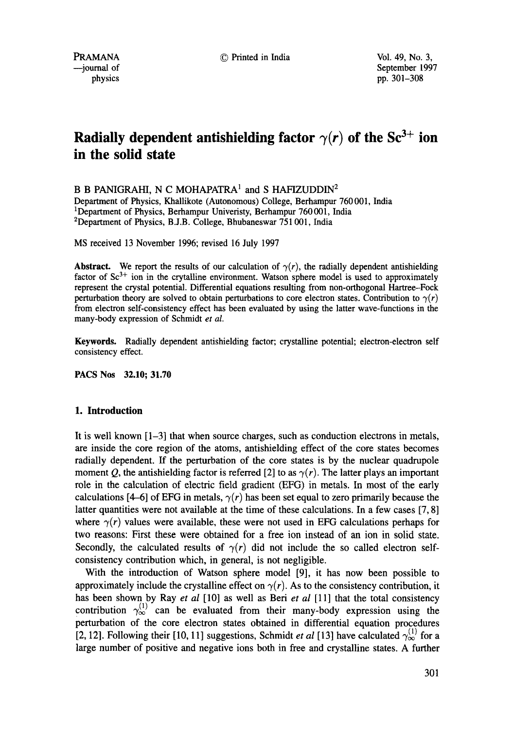# Radially dependent antishielding factor $\gamma(r)$ of the $Sc^{3+}$ ion in the solid state

B B PANIGRAHI, N C MOHAPATRA[1] and S HAFIZUDDIN[2]

Department of Physics, Khallikote (Autonomous) College, Berhampur 760 001, India
[1]Department of Physics, Berhampur Univeristy, Berhampur 760 001, India
[2]Department of Physics, B.J.B. College, Bhubaneswar 751 001, India

MS received 13 November 1996; revised 16 July 1997

**Abstract.** We report the results of our calculation of $\gamma(r)$, the radially dependent antishielding factor of $Sc^{3+}$ ion in the crytalline environment. Watson sphere model is used to approximately represent the crystal potential. Differential equations resulting from non-orthogonal Hartree–Fock perturbation theory are solved to obtain perturbations to core electron states. Contribution to $\gamma(r)$ from electron self-consistency effect has been evaluated by using the latter wave-functions in the many-body expression of Schmidt *et al.*

**Keywords.** Radially dependent antishielding factor; crystalline potential; electron-electron self consistency effect.

**PACS Nos 32.10; 31.70**

## 1. Introduction

It is well known [1–3] that when source charges, such as conduction electrons in metals, are inside the core region of the atoms, antishielding effect of the core states becomes radially dependent. If the perturbation of the core states is by the nuclear quadrupole moment $Q$, the antishielding factor is referred [2] to as $\gamma(r)$. The latter plays an important role in the calculation of electric field gradient (EFG) in metals. In most of the early calculations [4–6] of EFG in metals, $\gamma(r)$ has been set equal to zero primarily because the latter quantities were not available at the time of these calculations. In a few cases [7, 8] where $\gamma(r)$ values were available, these were not used in EFG calculations perhaps for two reasons: First these were obtained for a free ion instead of an ion in solid state. Secondly, the calculated results of $\gamma(r)$ did not include the so called electron self-consistency contribution which, in general, is not negligible.

With the introduction of Watson sphere model [9], it has now been possible to approximately include the crystalline effect on $\gamma(r)$. As to the consistency contribution, it has been shown by Ray *et al* [10] as well as Beri *et al* [11] that the total consistency contribution $\gamma_{\infty}^{(1)}$ can be evaluated from their many-body expression using the perturbation of the core electron states obtained in differential equation procedures [2, 12]. Following their [10, 11] suggestions, Schmidt *et al* [13] have calculated $\gamma_{\infty}^{(1)}$ for a large number of positive and negative ions both in free and crystalline states. A further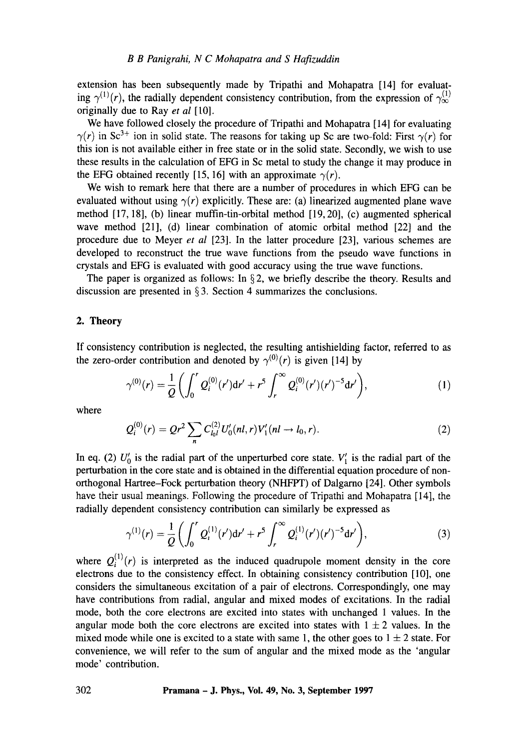extension has been subsequently made by Tripathi and Mohapatra [14] for evaluating $\gamma^{(1)}(r)$, the radially dependent consistency contribution, from the expression of $\gamma_\infty^{(1)}$ originally due to Ray *et al* [10].

We have followed closely the procedure of Tripathi and Mohapatra [14] for evaluating $\gamma(r)$ in $Sc^{3+}$ ion in solid state. The reasons for taking up Sc are two-fold: First $\gamma(r)$ for this ion is not available either in free state or in the solid state. Secondly, we wish to use these results in the calculation of EFG in Sc metal to study the change it may produce in the EFG obtained recently [15, 16] with an approximate $\gamma(r)$.

We wish to remark here that there are a number of procedures in which EFG can be evaluated without using $\gamma(r)$ explicitly. These are: (a) linearized augmented plane wave method [17, 18], (b) linear muffin-tin-orbital method [19, 20], (c) augmented spherical wave method [21], (d) linear combination of atomic orbital method [22] and the procedure due to Meyer *et al* [23]. In the latter procedure [23], various schemes are developed to reconstruct the true wave functions from the pseudo wave functions in crystals and EFG is evaluated with good accuracy using the true wave functions.

The paper is organized as follows: In § 2, we briefly describe the theory. Results and discussion are presented in § 3. Section 4 summarizes the conclusions.

## 2. Theory

If consistency contribution is neglected, the resulting antishielding factor, referred to as the zero-order contribution and denoted by $\gamma^{(0)}(r)$ is given [14] by

$$\gamma^{(0)}(r) = \frac{1}{Q}\left(\int_0^r Q_i^{(0)}(r')\mathrm{d}r' + r^5 \int_r^\infty Q_i^{(0)}(r')(r')^{-5}\mathrm{d}r'\right), \tag{1}$$

where

$$Q_i^{(0)}(r) = Qr^2 \sum_n C_{l_0 l}^{(2)} U_0'(nl, r) V_1'(nl \to l_0, r). \tag{2}$$

In eq. (2) $U_0'$ is the radial part of the unperturbed core state. $V_1'$ is the radial part of the perturbation in the core state and is obtained in the differential equation procedure of non-orthogonal Hartree–Fock perturbation theory (NHFPT) of Dalgarno [24]. Other symbols have their usual meanings. Following the procedure of Tripathi and Mohapatra [14], the radially dependent consistency contribution can similarly be expressed as

$$\gamma^{(1)}(r) = \frac{1}{Q}\left(\int_0^r Q_i^{(1)}(r')\mathrm{d}r' + r^5 \int_r^\infty Q_i^{(1)}(r')(r')^{-5}\mathrm{d}r'\right), \tag{3}$$

where $Q_i^{(1)}(r)$ is interpreted as the induced quadrupole moment density in the core electrons due to the consistency effect. In obtaining consistency contribution [10], one considers the simultaneous excitation of a pair of electrons. Correspondingly, one may have contributions from radial, angular and mixed modes of excitations. In the radial mode, both the core electrons are excited into states with unchanged l values. In the angular mode both the core electrons are excited into states with $l \pm 2$ values. In the mixed mode while one is excited to a state with same l, the other goes to $l \pm 2$ state. For convenience, we will refer to the sum of angular and the mixed mode as the 'angular mode' contribution.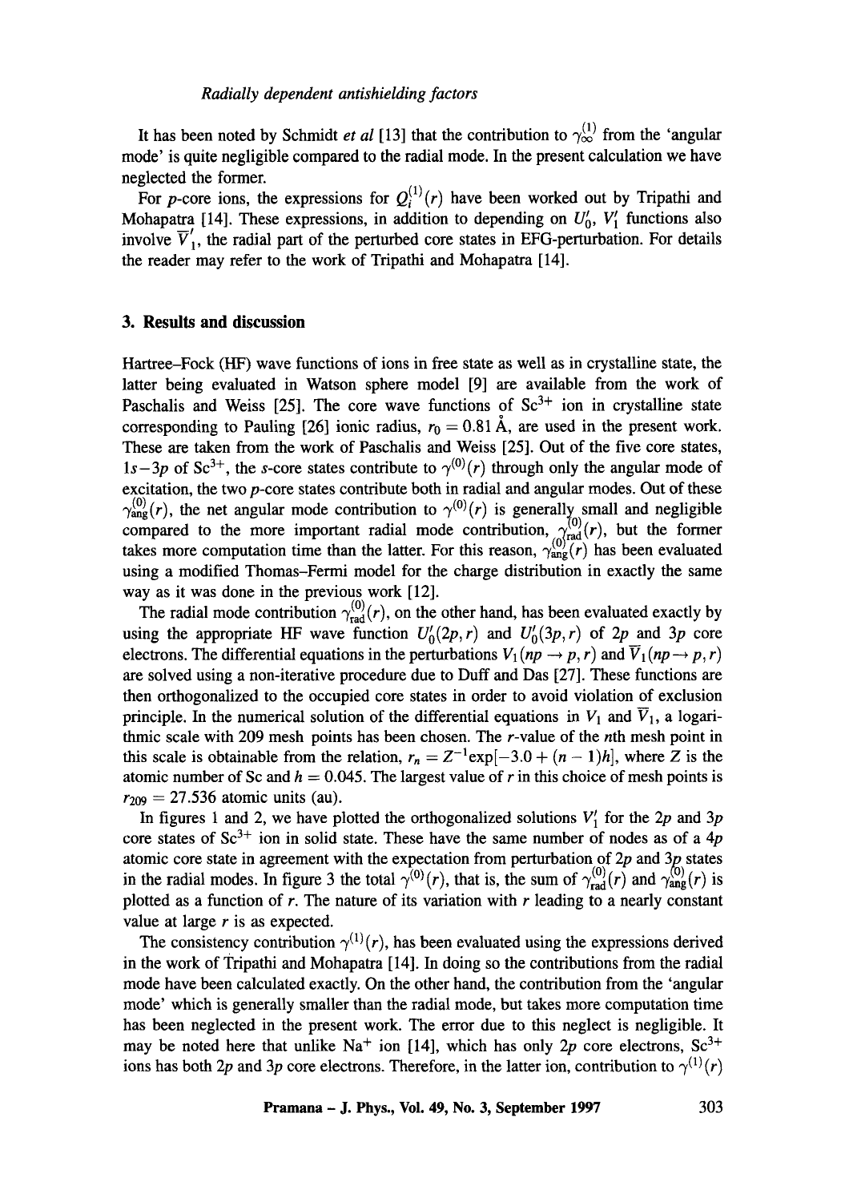It has been noted by Schmidt *et al* [13] that the contribution to $\gamma_{\infty}^{(1)}$ from the 'angular mode' is quite negligible compared to the radial mode. In the present calculation we have neglected the former.

For *p*-core ions, the expressions for $Q_i^{(1)}(r)$ have been worked out by Tripathi and Mohapatra [14]. These expressions, in addition to depending on $U_0'$, $V_1'$ functions also involve $\overline{V}_1'$, the radial part of the perturbed core states in EFG-perturbation. For details the reader may refer to the work of Tripathi and Mohapatra [14].

## 3. Results and discussion

Hartree–Fock (HF) wave functions of ions in free state as well as in crystalline state, the latter being evaluated in Watson sphere model [9] are available from the work of Paschalis and Weiss [25]. The core wave functions of $Sc^{3+}$ ion in crystalline state corresponding to Pauling [26] ionic radius, $r_0 = 0.81$ Å, are used in the present work. These are taken from the work of Paschalis and Weiss [25]. Out of the five core states, $1s-3p$ of $Sc^{3+}$, the *s*-core states contribute to $\gamma^{(0)}(r)$ through only the angular mode of excitation, the two *p*-core states contribute both in radial and angular modes. Out of these $\gamma_{\text{ang}}^{(0)}(r)$, the net angular mode contribution to $\gamma^{(0)}(r)$ is generally small and negligible compared to the more important radial mode contribution, $\gamma_{\text{rad}}^{(0)}(r)$, but the former takes more computation time than the latter. For this reason, $\gamma_{\text{ang}}^{(0)}(r)$ has been evaluated using a modified Thomas–Fermi model for the charge distribution in exactly the same way as it was done in the previous work [12].

The radial mode contribution $\gamma_{\text{rad}}^{(0)}(r)$, on the other hand, has been evaluated exactly by using the appropriate HF wave function $U_0'(2p, r)$ and $U_0'(3p, r)$ of $2p$ and $3p$ core electrons. The differential equations in the perturbations $V_1(np \to p, r)$ and $\overline{V}_1(np \to p, r)$ are solved using a non-iterative procedure due to Duff and Das [27]. These functions are then orthogonalized to the occupied core states in order to avoid violation of exclusion principle. In the numerical solution of the differential equations in $V_1$ and $\overline{V}_1$, a logarithmic scale with 209 mesh points has been chosen. The *r*-value of the *n*th mesh point in this scale is obtainable from the relation, $r_n = Z^{-1}\exp[-3.0 + (n-1)h]$, where $Z$ is the atomic number of Sc and $h = 0.045$. The largest value of $r$ in this choice of mesh points is $r_{209} = 27.536$ atomic units (au).

In figures 1 and 2, we have plotted the orthogonalized solutions $V_1'$ for the $2p$ and $3p$ core states of $Sc^{3+}$ ion in solid state. These have the same number of nodes as of a $4p$ atomic core state in agreement with the expectation from perturbation of $2p$ and $3p$ states in the radial modes. In figure 3 the total $\gamma^{(0)}(r)$, that is, the sum of $\gamma_{\text{rad}}^{(0)}(r)$ and $\gamma_{\text{ang}}^{(0)}(r)$ is plotted as a function of $r$. The nature of its variation with $r$ leading to a nearly constant value at large $r$ is as expected.

The consistency contribution $\gamma^{(1)}(r)$, has been evaluated using the expressions derived in the work of Tripathi and Mohapatra [14]. In doing so the contributions from the radial mode have been calculated exactly. On the other hand, the contribution from the 'angular mode' which is generally smaller than the radial mode, but takes more computation time has been neglected in the present work. The error due to this neglect is negligible. It may be noted here that unlike $Na^{+}$ ion [14], which has only $2p$ core electrons, $Sc^{3+}$ ions has both $2p$ and $3p$ core electrons. Therefore, in the latter ion, contribution to $\gamma^{(1)}(r)$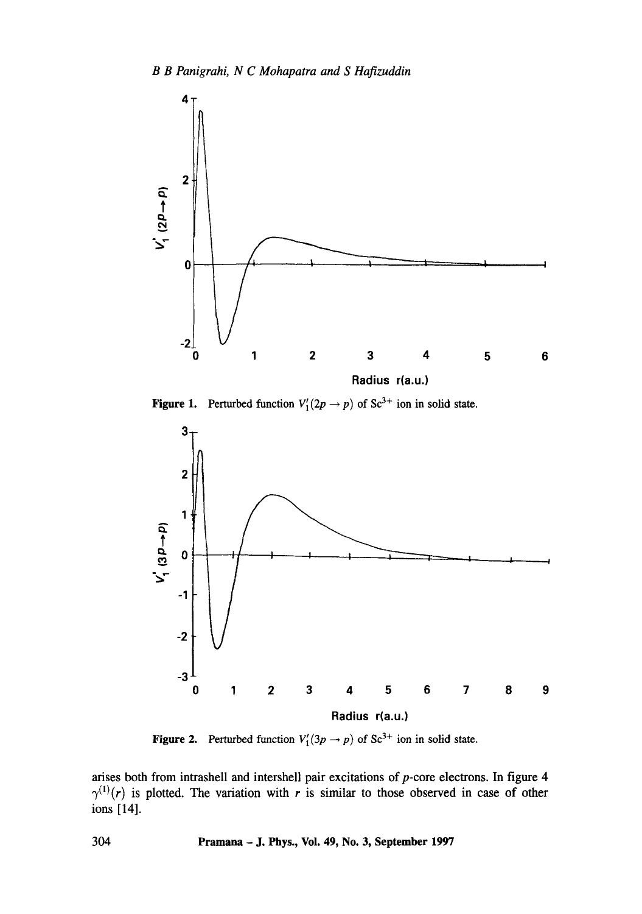Figure 1. Perturbed function $V_1'(2p \rightarrow p)$ of $Sc^{3+}$ ion in solid state.

Figure 2. Perturbed function $V_1'(3p \rightarrow p)$ of $Sc^{3+}$ ion in solid state.

arises both from intrashell and intershell pair excitations of $p$-core electrons. In figure 4 $\gamma^{(1)}(r)$ is plotted. The variation with $r$ is similar to those observed in case of other ions [14].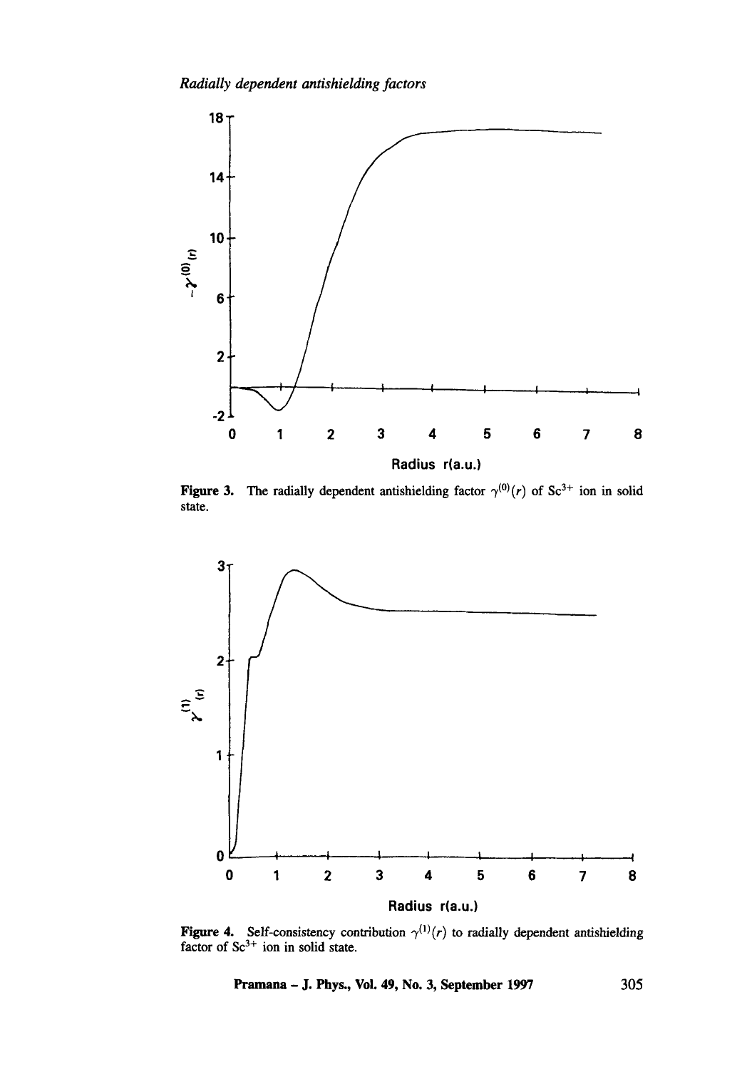Figure 3. The radially dependent antishielding factor $\gamma^{(0)}(r)$ of $Sc^{3+}$ ion in solid state.

Figure 4. Self-consistency contribution $\gamma^{(1)}(r)$ to radially dependent antishielding factor of $Sc^{3+}$ ion in solid state.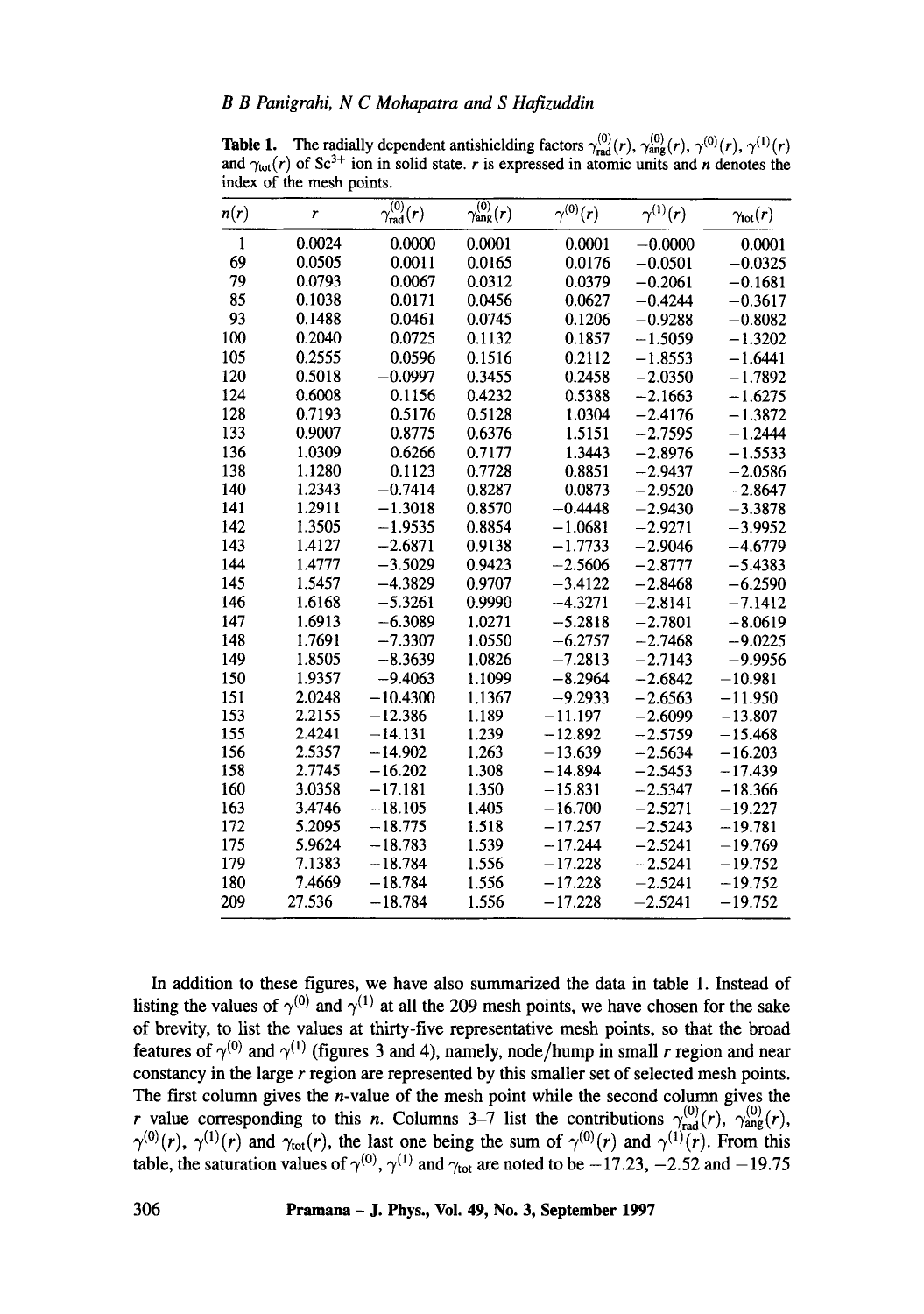**Table 1.** The radially dependent antishielding factors $\gamma^{(0)}_{\rm rad}(r)$, $\gamma^{(0)}_{\rm ang}(r)$, $\gamma^{(0)}(r)$, $\gamma^{(1)}(r)$ and $\gamma_{\rm tot}(r)$ of $Sc^{3+}$ ion in solid state. $r$ is expressed in atomic units and $n$ denotes the index of the mesh points.

| $n(r)$ | $r$ | $\gamma^{(0)}_{\rm rad}(r)$ | $\gamma^{(0)}_{\rm ang}(r)$ | $\gamma^{(0)}(r)$ | $\gamma^{(1)}(r)$ | $\gamma_{\rm tot}(r)$ |
|---|---|---|---|---|---|---|
| 1 | 0.0024 | 0.0000 | 0.0001 | 0.0001 | −0.0000 | 0.0001 |
| 69 | 0.0505 | 0.0011 | 0.0165 | 0.0176 | −0.0501 | −0.0325 |
| 79 | 0.0793 | 0.0067 | 0.0312 | 0.0379 | −0.2061 | −0.1681 |
| 85 | 0.1038 | 0.0171 | 0.0456 | 0.0627 | −0.4244 | −0.3617 |
| 93 | 0.1488 | 0.0461 | 0.0745 | 0.1206 | −0.9288 | −0.8082 |
| 100 | 0.2040 | 0.0725 | 0.1132 | 0.1857 | −1.5059 | −1.3202 |
| 105 | 0.2555 | 0.0596 | 0.1516 | 0.2112 | −1.8553 | −1.6441 |
| 120 | 0.5018 | −0.0997 | 0.3455 | 0.2458 | −2.0350 | −1.7892 |
| 124 | 0.6008 | 0.1156 | 0.4232 | 0.5388 | −2.1663 | −1.6275 |
| 128 | 0.7193 | 0.5176 | 0.5128 | 1.0304 | −2.4176 | −1.3872 |
| 133 | 0.9007 | 0.8775 | 0.6376 | 1.5151 | −2.7595 | −1.2444 |
| 136 | 1.0309 | 0.6266 | 0.7177 | 1.3443 | −2.8976 | −1.5533 |
| 138 | 1.1280 | 0.1123 | 0.7728 | 0.8851 | −2.9437 | −2.0586 |
| 140 | 1.2343 | −0.7414 | 0.8287 | 0.0873 | −2.9520 | −2.8647 |
| 141 | 1.2911 | −1.3018 | 0.8570 | −0.4448 | −2.9430 | −3.3878 |
| 142 | 1.3505 | −1.9535 | 0.8854 | −1.0681 | −2.9271 | −3.9952 |
| 143 | 1.4127 | −2.6871 | 0.9138 | −1.7733 | −2.9046 | −4.6779 |
| 144 | 1.4777 | −3.5029 | 0.9423 | −2.5606 | −2.8777 | −5.4383 |
| 145 | 1.5457 | −4.3829 | 0.9707 | −3.4122 | −2.8468 | −6.2590 |
| 146 | 1.6168 | −5.3261 | 0.9990 | −4.3271 | −2.8141 | −7.1412 |
| 147 | 1.6913 | −6.3089 | 1.0271 | −5.2818 | −2.7801 | −8.0619 |
| 148 | 1.7691 | −7.3307 | 1.0550 | −6.2757 | −2.7468 | −9.0225 |
| 149 | 1.8505 | −8.3639 | 1.0826 | −7.2813 | −2.7143 | −9.9956 |
| 150 | 1.9357 | −9.4063 | 1.1099 | −8.2964 | −2.6842 | −10.981 |
| 151 | 2.0248 | −10.4300 | 1.1367 | −9.2933 | −2.6563 | −11.950 |
| 153 | 2.2155 | −12.386 | 1.189 | −11.197 | −2.6099 | −13.807 |
| 155 | 2.4241 | −14.131 | 1.239 | −12.892 | −2.5759 | −15.468 |
| 156 | 2.5357 | −14.902 | 1.263 | −13.639 | −2.5634 | −16.203 |
| 158 | 2.7745 | −16.202 | 1.308 | −14.894 | −2.5453 | −17.439 |
| 160 | 3.0358 | −17.181 | 1.350 | −15.831 | −2.5347 | −18.366 |
| 163 | 3.4746 | −18.105 | 1.405 | −16.700 | −2.5271 | −19.227 |
| 172 | 5.2095 | −18.775 | 1.518 | −17.257 | −2.5243 | −19.781 |
| 175 | 5.9624 | −18.783 | 1.539 | −17.244 | −2.5241 | −19.769 |
| 179 | 7.1383 | −18.784 | 1.556 | −17.228 | −2.5241 | −19.752 |
| 180 | 7.4669 | −18.784 | 1.556 | −17.228 | −2.5241 | −19.752 |
| 209 | 27.536 | −18.784 | 1.556 | −17.228 | −2.5241 | −19.752 |

In addition to these figures, we have also summarized the data in table 1. Instead of listing the values of $\gamma^{(0)}$ and $\gamma^{(1)}$ at all the 209 mesh points, we have chosen for the sake of brevity, to list the values at thirty-five representative mesh points, so that the broad features of $\gamma^{(0)}$ and $\gamma^{(1)}$ (figures 3 and 4), namely, node/hump in small $r$ region and near constancy in the large $r$ region are represented by this smaller set of selected mesh points. The first column gives the $n$-value of the mesh point while the second column gives the $r$ value corresponding to this $n$. Columns 3–7 list the contributions $\gamma^{(0)}_{\rm rad}(r)$, $\gamma^{(0)}_{\rm ang}(r)$, $\gamma^{(0)}(r)$, $\gamma^{(1)}(r)$ and $\gamma_{\rm tot}(r)$, the last one being the sum of $\gamma^{(0)}(r)$ and $\gamma^{(1)}(r)$. From this table, the saturation values of $\gamma^{(0)}$, $\gamma^{(1)}$ and $\gamma_{\rm tot}$ are noted to be −17.23, −2.52 and −19.75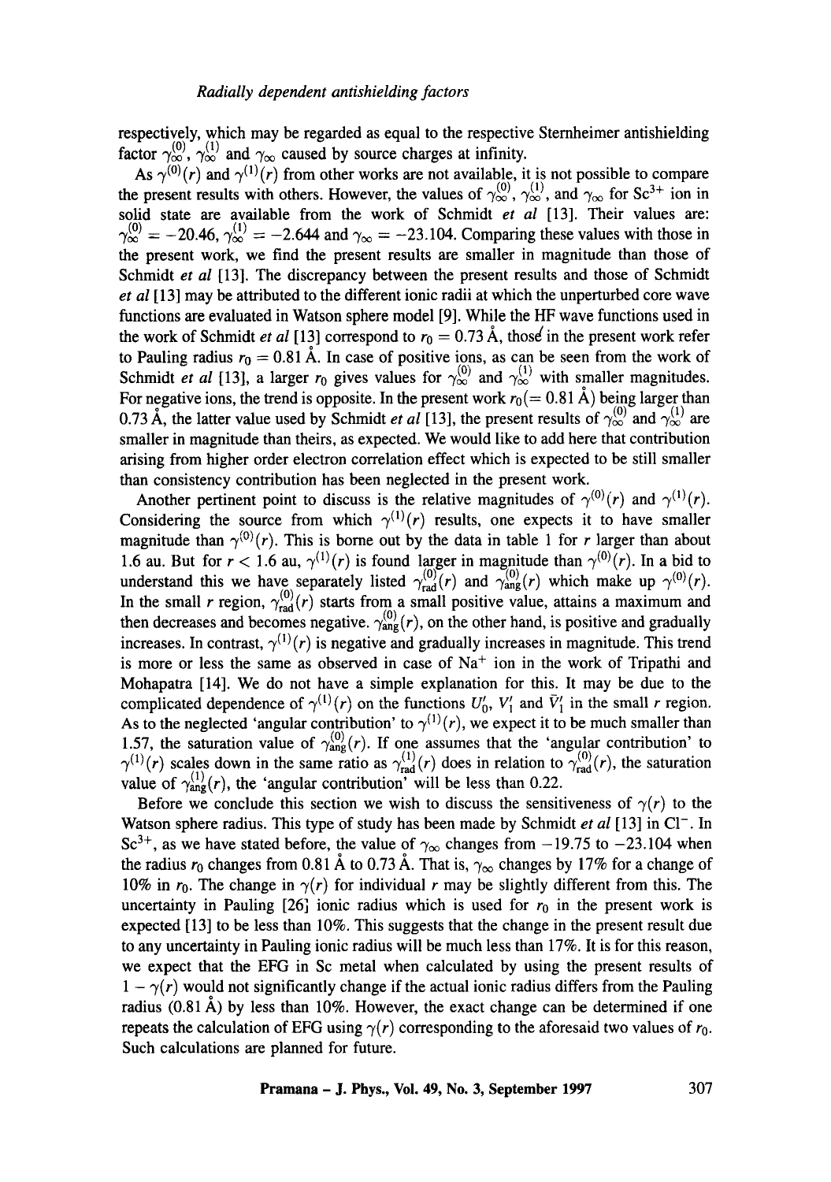respectively, which may be regarded as equal to the respective Sternheimer antishielding factor $\gamma_\infty^{(0)}$, $\gamma_\infty^{(1)}$ and $\gamma_\infty$ caused by source charges at infinity.

As $\gamma^{(0)}(r)$ and $\gamma^{(1)}(r)$ from other works are not available, it is not possible to compare the present results with others. However, the values of $\gamma_\infty^{(0)}$, $\gamma_\infty^{(1)}$, and $\gamma_\infty$ for $Sc^{3+}$ ion in solid state are available from the work of Schmidt *et al* [13]. Their values are: $\gamma_\infty^{(0)} = -20.46$, $\gamma_\infty^{(1)} = -2.644$ and $\gamma_\infty = -23.104$. Comparing these values with those in the present work, we find the present results are smaller in magnitude than those of Schmidt *et al* [13]. The discrepancy between the present results and those of Schmidt *et al* [13] may be attributed to the different ionic radii at which the unperturbed core wave functions are evaluated in Watson sphere model [9]. While the HF wave functions used in the work of Schmidt *et al* [13] correspond to $r_0 = 0.73$ Å, those in the present work refer to Pauling radius $r_0 = 0.81$ Å. In case of positive ions, as can be seen from the work of Schmidt *et al* [13], a larger $r_0$ gives values for $\gamma_\infty^{(0)}$ and $\gamma_\infty^{(1)}$ with smaller magnitudes. For negative ions, the trend is opposite. In the present work $r_0 (= 0.81$ Å) being larger than 0.73 Å, the latter value used by Schmidt *et al* [13], the present results of $\gamma_\infty^{(0)}$ and $\gamma_\infty^{(1)}$ are smaller in magnitude than theirs, as expected. We would like to add here that contribution arising from higher order electron correlation effect which is expected to be still smaller than consistency contribution has been neglected in the present work.

Another pertinent point to discuss is the relative magnitudes of $\gamma^{(0)}(r)$ and $\gamma^{(1)}(r)$. Considering the source from which $\gamma^{(1)}(r)$ results, one expects it to have smaller magnitude than $\gamma^{(0)}(r)$. This is borne out by the data in table 1 for $r$ larger than about 1.6 au. But for $r < 1.6$ au, $\gamma^{(1)}(r)$ is found larger in magnitude than $\gamma^{(0)}(r)$. In a bid to understand this we have separately listed $\gamma_{\rm rad}^{(0)}(r)$ and $\gamma_{\rm ang}^{(0)}(r)$ which make up $\gamma^{(0)}(r)$. In the small $r$ region, $\gamma_{\rm rad}^{(0)}(r)$ starts from a small positive value, attains a maximum and then decreases and becomes negative. $\gamma_{\rm ang}^{(0)}(r)$, on the other hand, is positive and gradually increases. In contrast, $\gamma^{(1)}(r)$ is negative and gradually increases in magnitude. This trend is more or less the same as observed in case of $Na^{+}$ ion in the work of Tripathi and Mohapatra [14]. We do not have a simple explanation for this. It may be due to the complicated dependence of $\gamma^{(1)}(r)$ on the functions $U_0'$, $V_1'$ and $\bar{V}_1'$ in the small $r$ region. As to the neglected 'angular contribution' to $\gamma^{(1)}(r)$, we expect it to be much smaller than 1.57, the saturation value of $\gamma_{\rm ang}^{(0)}(r)$. If one assumes that the 'angular contribution' to $\gamma^{(1)}(r)$ scales down in the same ratio as $\gamma_{\rm rad}^{(1)}(r)$ does in relation to $\gamma_{\rm rad}^{(0)}(r)$, the saturation value of $\gamma_{\rm ang}^{(1)}(r)$, the 'angular contribution' will be less than 0.22.

Before we conclude this section we wish to discuss the sensitiveness of $\gamma(r)$ to the Watson sphere radius. This type of study has been made by Schmidt *et al* [13] in $Cl^{-}$. In $Sc^{3+}$, as we have stated before, the value of $\gamma_\infty$ changes from $-19.75$ to $-23.104$ when the radius $r_0$ changes from 0.81 Å to 0.73 Å. That is, $\gamma_\infty$ changes by 17% for a change of 10% in $r_0$. The change in $\gamma(r)$ for individual $r$ may be slightly different from this. The uncertainty in Pauling [26] ionic radius which is used for $r_0$ in the present work is expected [13] to be less than 10%. This suggests that the change in the present result due to any uncertainty in Pauling ionic radius will be much less than 17%. It is for this reason, we expect that the EFG in Sc metal when calculated by using the present results of $1 - \gamma(r)$ would not significantly change if the actual ionic radius differs from the Pauling radius (0.81 Å) by less than 10%. However, the exact change can be determined if one repeats the calculation of EFG using $\gamma(r)$ corresponding to the aforesaid two values of $r_0$. Such calculations are planned for future.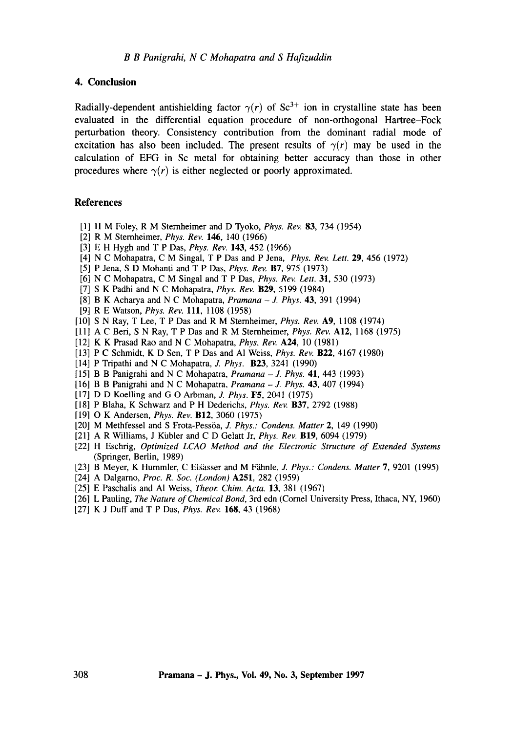## 4. Conclusion

Radially-dependent antishielding factor $\gamma(r)$ of $Sc^{3+}$ ion in crystalline state has been evaluated in the differential equation procedure of non-orthogonal Hartree–Fock perturbation theory. Consistency contribution from the dominant radial mode of excitation has also been included. The present results of $\gamma(r)$ may be used in the calculation of EFG in Sc metal for obtaining better accuracy than those in other procedures where $\gamma(r)$ is either neglected or poorly approximated.

## References

[1] H M Foley, R M Sternheimer and D Tyoko, *Phys. Rev.* **83**, 734 (1954)
[2] R M Sternheimer, *Phys. Rev.* **146**, 140 (1966)
[3] E H Hygh and T P Das, *Phys. Rev.* **143**, 452 (1966)
[4] N C Mohapatra, C M Singal, T P Das and P Jena, *Phys. Rev. Lett.* **29**, 456 (1972)
[5] P Jena, S D Mohanti and T P Das, *Phys. Rev.* **B7**, 975 (1973)
[6] N C Mohapatra, C M Singal and T P Das, *Phys. Rev. Lett.* **31**, 530 (1973)
[7] S K Padhi and N C Mohapatra, *Phys. Rev.* **B29**, 5199 (1984)
[8] B K Acharya and N C Mohapatra, *Pramana – J. Phys.* **43**, 391 (1994)
[9] R E Watson, *Phys. Rev.* **111**, 1108 (1958)
[10] S N Ray, T Lee, T P Das and R M Sternheimer, *Phys. Rev.* **A9**, 1108 (1974)
[11] A C Beri, S N Ray, T P Das and R M Sternheimer, *Phys. Rev.* **A12**, 1168 (1975)
[12] K K Prasad Rao and N C Mohapatra, *Phys. Rev.* **A24**, 10 (1981)
[13] P C Schmidt, K D Sen, T P Das and Al Weiss, *Phys. Rev.* **B22**, 4167 (1980)
[14] P Tripathi and N C Mohapatra, *J. Phys.* **B23**, 3241 (1990)
[15] B B Panigrahi and N C Mohapatra, *Pramana – J. Phys.* **41**, 443 (1993)
[16] B B Panigrahi and N C Mohapatra, *Pramana – J. Phys.* **43**, 407 (1994)
[17] D D Koelling and G O Arbman, *J. Phys.* **F5**, 2041 (1975)
[18] P Blaha, K Schwarz and P H Dederichs, *Phys. Rev.* **B37**, 2792 (1988)
[19] O K Andersen, *Phys. Rev.* **B12**, 3060 (1975)
[20] M Methfessel and S Frota-Pessöa, *J. Phys.: Condens. Matter* **2**, 149 (1990)
[21] A R Williams, J Kübler and C D Gelatt Jr, *Phys. Rev.* **B19**, 6094 (1979)
[22] H Eschrig, *Optimized LCAO Method and the Electronic Structure of Extended Systems* (Springer, Berlin, 1989)
[23] B Meyer, K Hummler, C Elsässer and M Fähnle, *J. Phys.: Condens. Matter* **7**, 9201 (1995)
[24] A Dalgarno, *Proc. R. Soc. (London)* **A251**, 282 (1959)
[25] E Paschalis and Al Weiss, *Theor. Chim. Acta.* **13**, 381 (1967)
[26] L Pauling, *The Nature of Chemical Bond*, 3rd edn (Cornel University Press, Ithaca, NY, 1960)
[27] K J Duff and T P Das, *Phys. Rev.* **168**, 43 (1968)